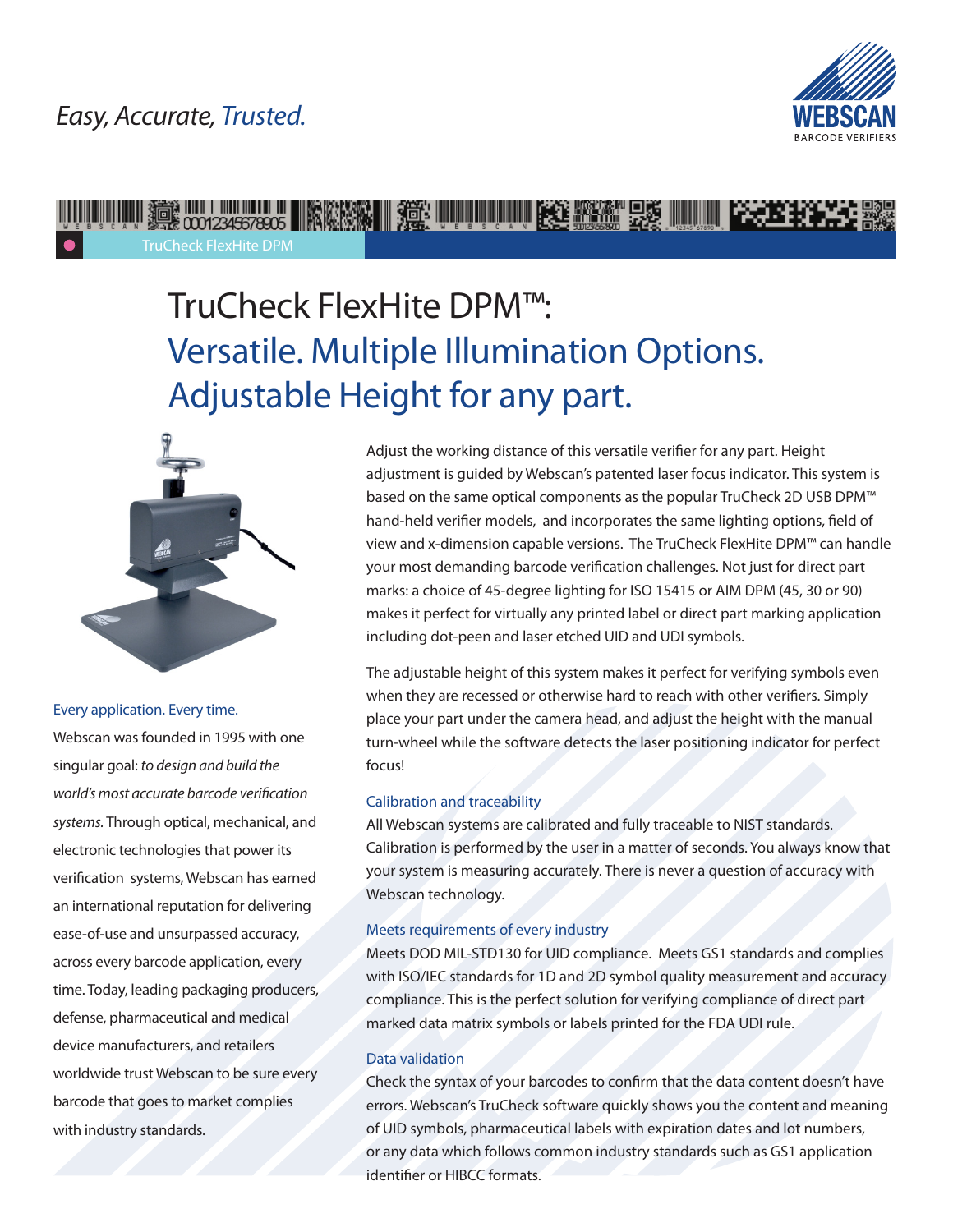*Easy, Accurate, Trusted.*

TruCheck FlexHite DPM

# TruCheck FlexHite DPM™: Versatile. Multiple Illumination Options. Adjustable Height for any part.

### Every application. Every time.

Webscan was founded in 1995 with one singular goal: *to design and build the world's most accurate barcode verification systems.* Through optical, mechanical, and electronic technologies that power its verification systems, Webscan has earned an international reputation for delivering ease-of-use and unsurpassed accuracy, across every barcode application, every time. Today, leading packaging producers, defense, pharmaceutical and medical device manufacturers, and retailers worldwide trust Webscan to be sure every barcode that goes to market complies with industry standards.

Adjust the working distance of this versatile verifier for any part. Height adjustment is guided by Webscan's patented laser focus indicator. This system is based on the same optical components as the popular TruCheck 2D USB DPM™ hand-held verifier models, and incorporates the same lighting options, field of view and x-dimension capable versions. The TruCheck FlexHite DPM™ can handle your most demanding barcode verification challenges. Not just for direct part marks: a choice of 45-degree lighting for ISO 15415 or AIM DPM (45, 30 or 90) makes it perfect for virtually any printed label or direct part marking application including dot-peen and laser etched UID and UDI symbols.

The adjustable height of this system makes it perfect for verifying symbols even when they are recessed or otherwise hard to reach with other verifiers. Simply place your part under the camera head, and adjust the height with the manual turn-wheel while the software detects the laser positioning indicator for perfect focus!

### Calibration and traceability

All Webscan systems are calibrated and fully traceable to NIST standards. Calibration is performed by the user in a matter of seconds. You always know that your system is measuring accurately. There is never a question of accuracy with Webscan technology.

### Meets requirements of every industry

Meets DOD MIL-STD130 for UID compliance. Meets GS1 standards and complies with ISO/IEC standards for 1D and 2D symbol quality measurement and accuracy compliance. This is the perfect solution for verifying compliance of direct part marked data matrix symbols or labels printed for the FDA UDI rule.

### Data validation

Check the syntax of your barcodes to confirm that the data content doesn't have errors. Webscan's TruCheck software quickly shows you the content and meaning of UID symbols, pharmaceutical labels with expiration dates and lot numbers, or any data which follows common industry standards such as GS1 application identifier or HIBCC formats.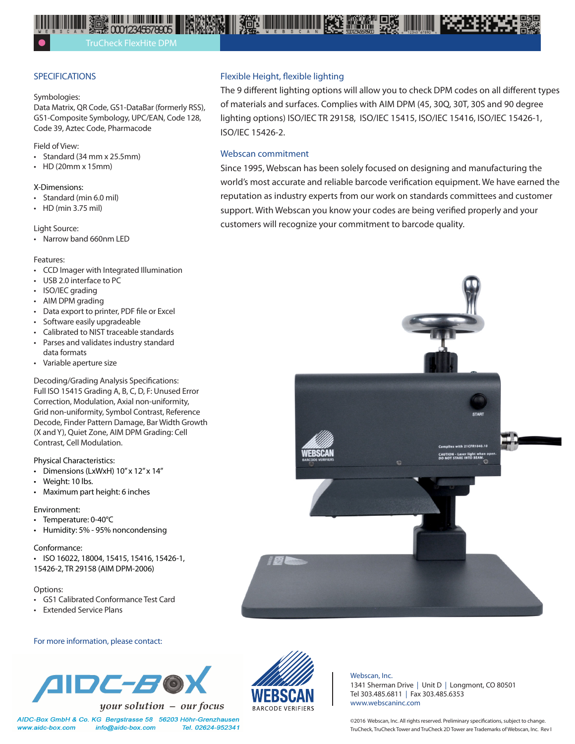TruCheck FlexHite DPM

## SPECIFICATIONS

Symbologies:
Data Matrix, QR Code, GS1-DataBar (formerly RSS), GS1-Composite Symbology, UPC/EAN, Code 128, Code 39, Aztec Code, Pharmacode

Field of View:

- Standard (34 mm x 25.5mm)
- HD (20mm x 15mm)

X-Dimensions:

- Standard (min 6.0 mil)
- HD (min 3.75 mil)

Light Source:

- Narrow band 660nm LED

Features:

- CCD Imager with Integrated Illumination
- USB 2.0 interface to PC
- ISO/IEC grading
- AIM DPM grading
- Data export to printer, PDF file or Excel
- Software easily upgradeable
- Calibrated to NIST traceable standards
- Parses and validates industry standard data formats
- Variable aperture size

Decoding/Grading Analysis Specifications:
Full ISO 15415 Grading A, B, C, D, F: Unused Error Correction, Modulation, Axial non-uniformity, Grid non-uniformity, Symbol Contrast, Reference Decode, Finder Pattern Damage, Bar Width Growth (X and Y), Quiet Zone, AIM DPM Grading: Cell Contrast, Cell Modulation.

Physical Characteristics:

- Dimensions (LxWxH) 10" x 12" x 14"
- Weight: 10 lbs.
- Maximum part height: 6 inches

Environment:

- Temperature: 0-40°C
- Humidity: 5% - 95% noncondensing

Conformance:

- ISO 16022, 18004, 15415, 15416, 15426-1, 15426-2, TR 29158 (AIM DPM-2006)

Options:

- GS1 Calibrated Conformance Test Card
- Extended Service Plans

## Flexible Height, flexible lighting

The 9 different lighting options will allow you to check DPM codes on all different types of materials and surfaces. Complies with AIM DPM (45, 30Q, 30T, 30S and 90 degree lighting options) ISO/IEC TR 29158, ISO/IEC 15415, ISO/IEC 15416, ISO/IEC 15426-1, ISO/IEC 15426-2.

## Webscan commitment

Since 1995, Webscan has been solely focused on designing and manufacturing the world's most accurate and reliable barcode verification equipment. We have earned the reputation as industry experts from our work on standards committees and customer support. With Webscan you know your codes are being verified properly and your customers will recognize your commitment to barcode quality.

For more information, please contact:

AIDC-BOX
*your solution – our focus*
AIDC-Box GmbH & Co. KG Bergstrasse 58 56203 Höhr-Grenzhausen
www.aidc-box.com info@aidc-box.com Tel. 02624-952341

WEBSCAN BARCODE VERIFIERS

Webscan, Inc.
1341 Sherman Drive | Unit D | Longmont, CO 80501
Tel 303.485.6811 | Fax 303.485.6353
www.webscaninc.com

©2016 Webscan, Inc. All rights reserved. Preliminary specifications, subject to change.
TruCheck, TruCheck Tower and TruCheck 2D Tower are Trademarks of Webscan, Inc. Rev I